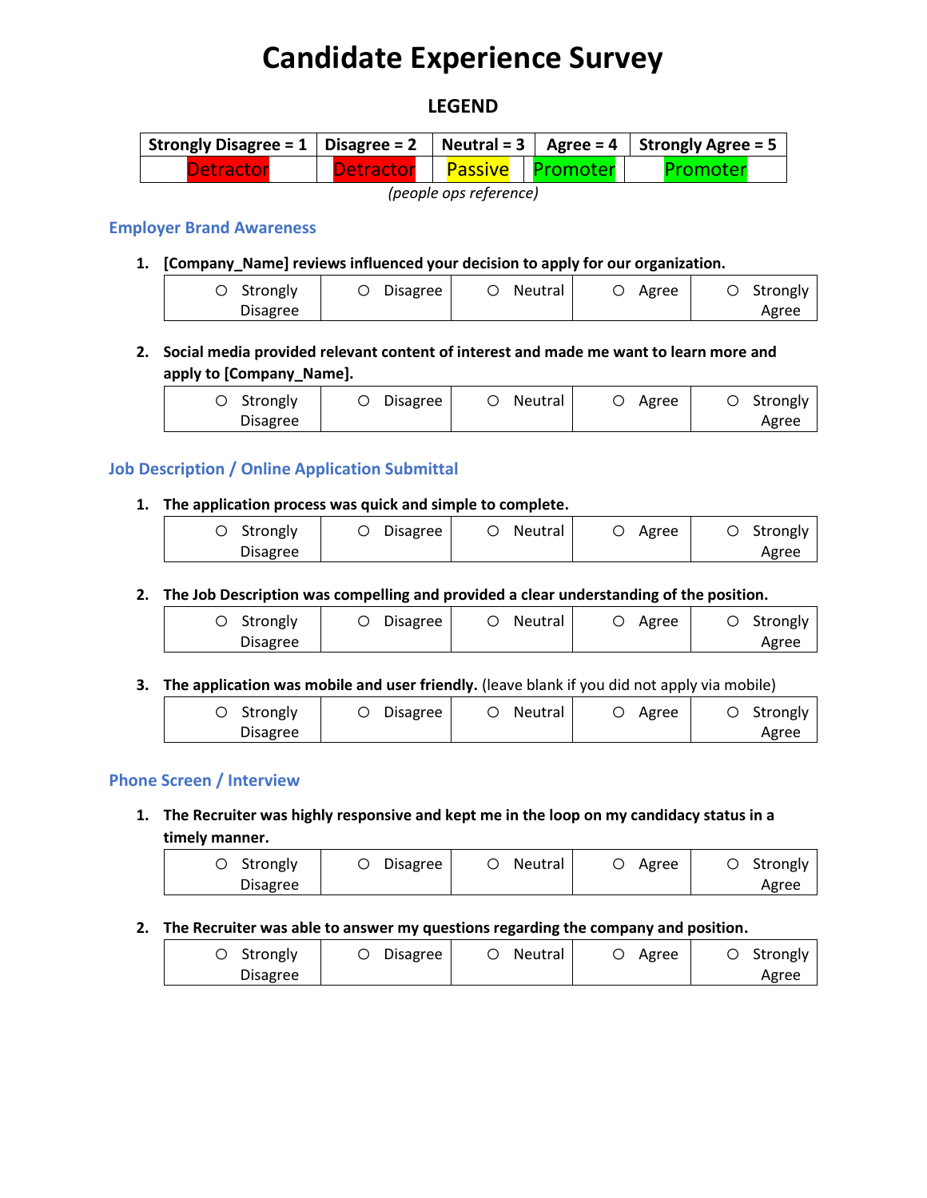# Candidate Experience Survey

## LEGEND

| Strongly Disagree = 1 | Disagree = 2 | Neutral = 3 | Agree = 4 | Strongly Agree = 5 |
|---|---|---|---|---|
| Detractor | Detractor | Passive | Promoter | Promoter |

*(people ops reference)*

### Employer Brand Awareness

1. **[Company_Name] reviews influenced your decision to apply for our organization.**

| ○ Strongly Disagree | ○ Disagree | ○ Neutral | ○ Agree | ○ Strongly Agree |
|---|---|---|---|---|

2. **Social media provided relevant content of interest and made me want to learn more and apply to [Company_Name].**

| ○ Strongly Disagree | ○ Disagree | ○ Neutral | ○ Agree | ○ Strongly Agree |
|---|---|---|---|---|

### Job Description / Online Application Submittal

1. **The application process was quick and simple to complete.**

| ○ Strongly Disagree | ○ Disagree | ○ Neutral | ○ Agree | ○ Strongly Agree |
|---|---|---|---|---|

2. **The Job Description was compelling and provided a clear understanding of the position.**

| ○ Strongly Disagree | ○ Disagree | ○ Neutral | ○ Agree | ○ Strongly Agree |
|---|---|---|---|---|

3. **The application was mobile and user friendly.** (leave blank if you did not apply via mobile)

| ○ Strongly Disagree | ○ Disagree | ○ Neutral | ○ Agree | ○ Strongly Agree |
|---|---|---|---|---|

### Phone Screen / Interview

1. **The Recruiter was highly responsive and kept me in the loop on my candidacy status in a timely manner.**

| ○ Strongly Disagree | ○ Disagree | ○ Neutral | ○ Agree | ○ Strongly Agree |
|---|---|---|---|---|

2. **The Recruiter was able to answer my questions regarding the company and position.**

| ○ Strongly Disagree | ○ Disagree | ○ Neutral | ○ Agree | ○ Strongly Agree |
|---|---|---|---|---|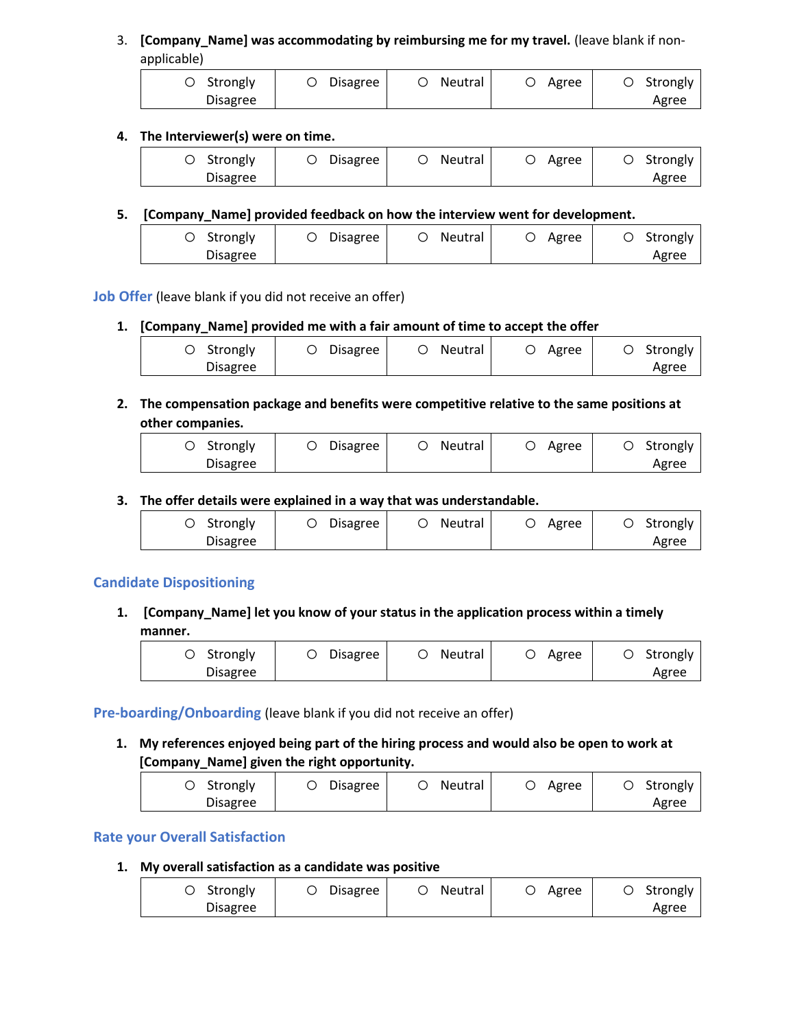3. **[Company_Name] was accommodating by reimbursing me for my travel.** (leave blank if non-applicable)

| | | | | |
|---|---|---|---|---|
| ○ Strongly Disagree | ○ Disagree | ○ Neutral | ○ Agree | ○ Strongly Agree |

4. **The Interviewer(s) were on time.**

| | | | | |
|---|---|---|---|---|
| ○ Strongly Disagree | ○ Disagree | ○ Neutral | ○ Agree | ○ Strongly Agree |

5. **[Company_Name] provided feedback on how the interview went for development.**

| | | | | |
|---|---|---|---|---|
| ○ Strongly Disagree | ○ Disagree | ○ Neutral | ○ Agree | ○ Strongly Agree |

## Job Offer (leave blank if you did not receive an offer)

1. **[Company_Name] provided me with a fair amount of time to accept the offer**

| | | | | |
|---|---|---|---|---|
| ○ Strongly Disagree | ○ Disagree | ○ Neutral | ○ Agree | ○ Strongly Agree |

2. **The compensation package and benefits were competitive relative to the same positions at other companies.**

| | | | | |
|---|---|---|---|---|
| ○ Strongly Disagree | ○ Disagree | ○ Neutral | ○ Agree | ○ Strongly Agree |

3. **The offer details were explained in a way that was understandable.**

| | | | | |
|---|---|---|---|---|
| ○ Strongly Disagree | ○ Disagree | ○ Neutral | ○ Agree | ○ Strongly Agree |

## Candidate Dispositioning

1. **[Company_Name] let you know of your status in the application process within a timely manner.**

| | | | | |
|---|---|---|---|---|
| ○ Strongly Disagree | ○ Disagree | ○ Neutral | ○ Agree | ○ Strongly Agree |

## Pre-boarding/Onboarding (leave blank if you did not receive an offer)

1. **My references enjoyed being part of the hiring process and would also be open to work at [Company_Name] given the right opportunity.**

| | | | | |
|---|---|---|---|---|
| ○ Strongly Disagree | ○ Disagree | ○ Neutral | ○ Agree | ○ Strongly Agree |

## Rate your Overall Satisfaction

1. **My overall satisfaction as a candidate was positive**

| | | | | |
|---|---|---|---|---|
| ○ Strongly Disagree | ○ Disagree | ○ Neutral | ○ Agree | ○ Strongly Agree |